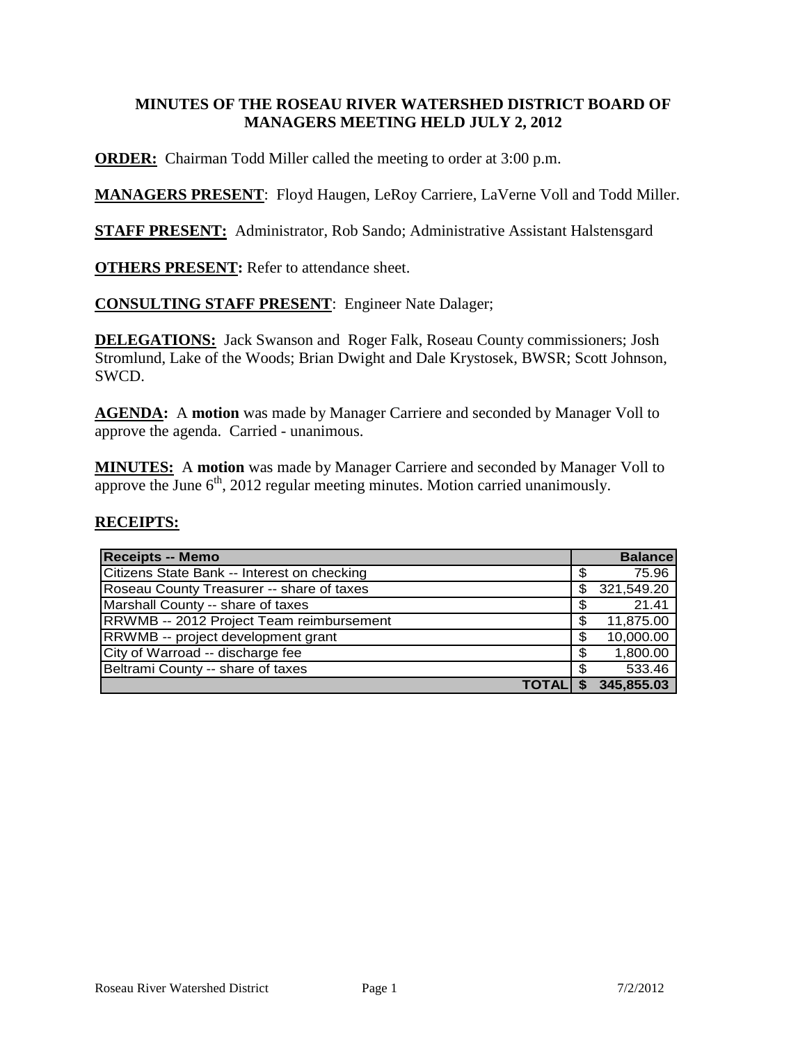# MINUTES OF THE ROSEAU RIVER WATERSHED DISTRICT BOARD OF MANAGERS MEETING HELD JULY 2, 2012

**ORDER:** Chairman Todd Miller called the meeting to order at 3:00 p.m.

**MANAGERS PRESENT**: Floyd Haugen, LeRoy Carriere, LaVerne Voll and Todd Miller.

**STAFF PRESENT:** Administrator, Rob Sando; Administrative Assistant Halstensgard

**OTHERS PRESENT:** Refer to attendance sheet.

**CONSULTING STAFF PRESENT**: Engineer Nate Dalager;

**DELEGATIONS:** Jack Swanson and Roger Falk, Roseau County commissioners; Josh Stromlund, Lake of the Woods; Brian Dwight and Dale Krystosek, BWSR; Scott Johnson, SWCD.

**AGENDA:** A **motion** was made by Manager Carriere and seconded by Manager Voll to approve the agenda. Carried - unanimous.

**MINUTES:** A **motion** was made by Manager Carriere and seconded by Manager Voll to approve the June 6th, 2012 regular meeting minutes. Motion carried unanimously.

**RECEIPTS:**

| Receipts -- Memo | Balance |
|---|---|
| Citizens State Bank -- Interest on checking | $ 75.96 |
| Roseau County Treasurer -- share of taxes | $ 321,549.20 |
| Marshall County -- share of taxes | $ 21.41 |
| RRWMB -- 2012 Project Team reimbursement | $ 11,875.00 |
| RRWMB -- project development grant | $ 10,000.00 |
| City of Warroad -- discharge fee | $ 1,800.00 |
| Beltrami County -- share of taxes | $ 533.46 |
| **TOTAL** | **$ 345,855.03** |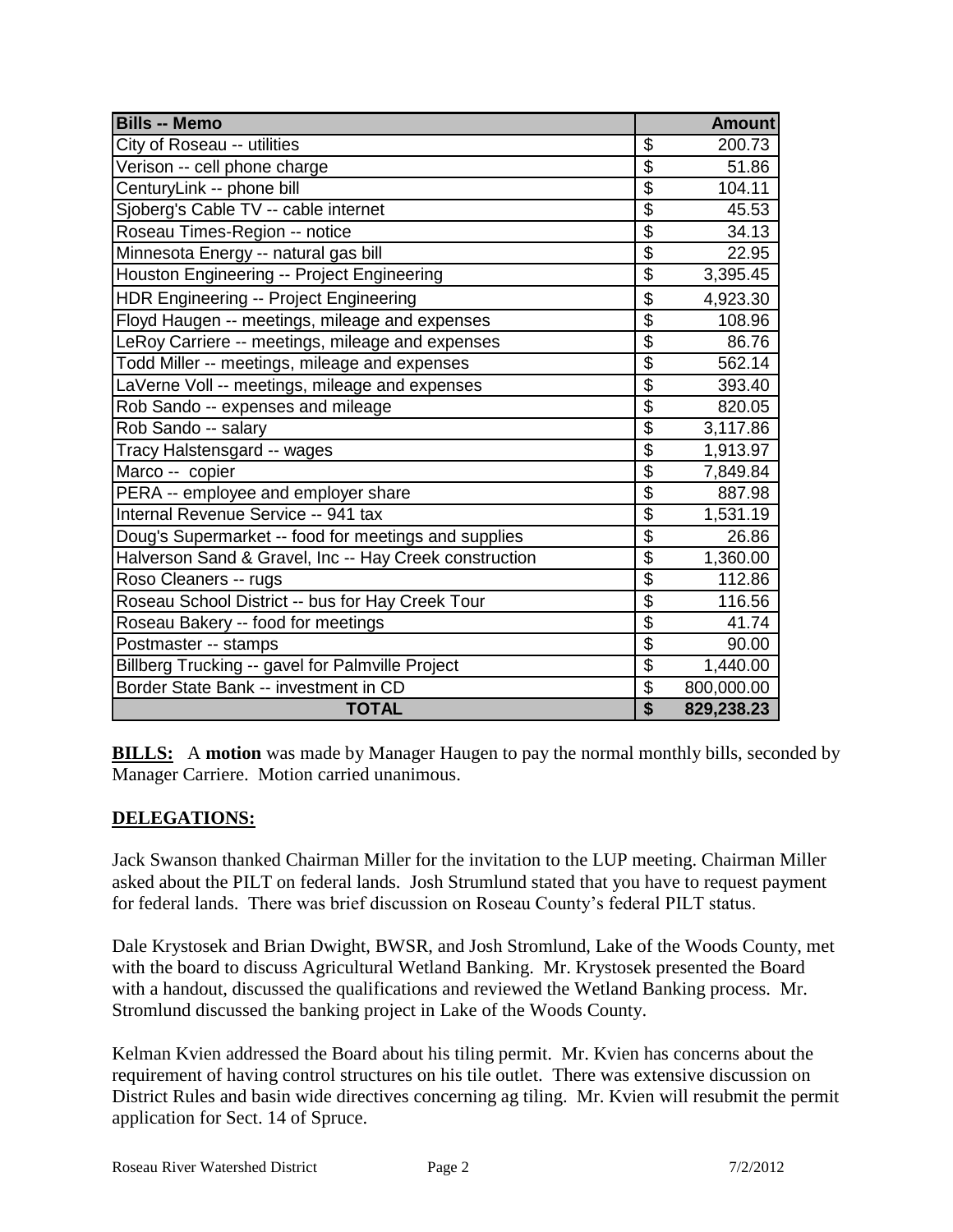| Bills -- Memo | Amount |
|---|---|
| City of Roseau -- utilities | $ 200.73 |
| Verison -- cell phone charge | $ 51.86 |
| CenturyLink -- phone bill | $ 104.11 |
| Sjoberg's Cable TV -- cable internet | $ 45.53 |
| Roseau Times-Region -- notice | $ 34.13 |
| Minnesota Energy -- natural gas bill | $ 22.95 |
| Houston Engineering -- Project Engineering | $ 3,395.45 |
| HDR Engineering -- Project Engineering | $ 4,923.30 |
| Floyd Haugen -- meetings, mileage and expenses | $ 108.96 |
| LeRoy Carriere -- meetings, mileage and expenses | $ 86.76 |
| Todd Miller -- meetings, mileage and expenses | $ 562.14 |
| LaVerne Voll -- meetings, mileage and expenses | $ 393.40 |
| Rob Sando -- expenses and mileage | $ 820.05 |
| Rob Sando -- salary | $ 3,117.86 |
| Tracy Halstensgard -- wages | $ 1,913.97 |
| Marco -- copier | $ 7,849.84 |
| PERA -- employee and employer share | $ 887.98 |
| Internal Revenue Service -- 941 tax | $ 1,531.19 |
| Doug's Supermarket -- food for meetings and supplies | $ 26.86 |
| Halverson Sand & Gravel, Inc -- Hay Creek construction | $ 1,360.00 |
| Roso Cleaners -- rugs | $ 112.86 |
| Roseau School District -- bus for Hay Creek Tour | $ 116.56 |
| Roseau Bakery -- food for meetings | $ 41.74 |
| Postmaster -- stamps | $ 90.00 |
| Billberg Trucking -- gavel for Palmville Project | $ 1,440.00 |
| Border State Bank -- investment in CD | $ 800,000.00 |
| **TOTAL** | **$ 829,238.23** |

**BILLS:** A **motion** was made by Manager Haugen to pay the normal monthly bills, seconded by Manager Carriere. Motion carried unanimous.

**DELEGATIONS:**

Jack Swanson thanked Chairman Miller for the invitation to the LUP meeting. Chairman Miller asked about the PILT on federal lands. Josh Strumlund stated that you have to request payment for federal lands. There was brief discussion on Roseau County's federal PILT status.

Dale Krystosek and Brian Dwight, BWSR, and Josh Stromlund, Lake of the Woods County, met with the board to discuss Agricultural Wetland Banking. Mr. Krystosek presented the Board with a handout, discussed the qualifications and reviewed the Wetland Banking process. Mr. Stromlund discussed the banking project in Lake of the Woods County.

Kelman Kvien addressed the Board about his tiling permit. Mr. Kvien has concerns about the requirement of having control structures on his tile outlet. There was extensive discussion on District Rules and basin wide directives concerning ag tiling. Mr. Kvien will resubmit the permit application for Sect. 14 of Spruce.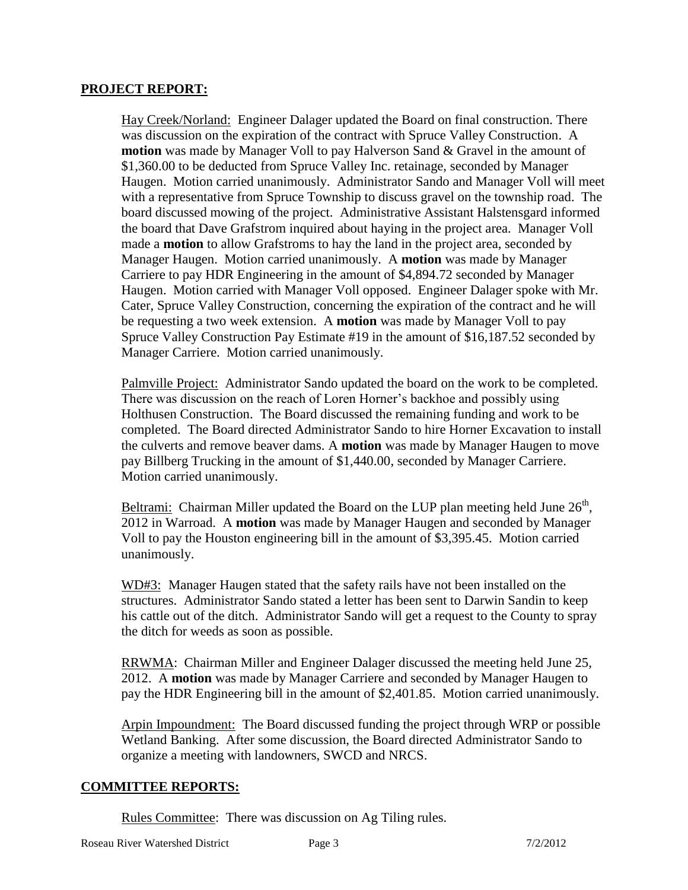## PROJECT REPORT:

Hay Creek/Norland: Engineer Dalager updated the Board on final construction. There was discussion on the expiration of the contract with Spruce Valley Construction. A **motion** was made by Manager Voll to pay Halverson Sand & Gravel in the amount of $1,360.00 to be deducted from Spruce Valley Inc. retainage, seconded by Manager Haugen. Motion carried unanimously. Administrator Sando and Manager Voll will meet with a representative from Spruce Township to discuss gravel on the township road. The board discussed mowing of the project. Administrative Assistant Halstensgard informed the board that Dave Grafstrom inquired about haying in the project area. Manager Voll made a **motion** to allow Grafstroms to hay the land in the project area, seconded by Manager Haugen. Motion carried unanimously. A **motion** was made by Manager Carriere to pay HDR Engineering in the amount of $4,894.72 seconded by Manager Haugen. Motion carried with Manager Voll opposed. Engineer Dalager spoke with Mr. Cater, Spruce Valley Construction, concerning the expiration of the contract and he will be requesting a two week extension. A **motion** was made by Manager Voll to pay Spruce Valley Construction Pay Estimate #19 in the amount of $16,187.52 seconded by Manager Carriere. Motion carried unanimously.

Palmville Project: Administrator Sando updated the board on the work to be completed. There was discussion on the reach of Loren Horner's backhoe and possibly using Holthusen Construction. The Board discussed the remaining funding and work to be completed. The Board directed Administrator Sando to hire Horner Excavation to install the culverts and remove beaver dams. A **motion** was made by Manager Haugen to move pay Billberg Trucking in the amount of $1,440.00, seconded by Manager Carriere. Motion carried unanimously.

Beltrami: Chairman Miller updated the Board on the LUP plan meeting held June 26th, 2012 in Warroad. A **motion** was made by Manager Haugen and seconded by Manager Voll to pay the Houston engineering bill in the amount of $3,395.45. Motion carried unanimously.

WD#3: Manager Haugen stated that the safety rails have not been installed on the structures. Administrator Sando stated a letter has been sent to Darwin Sandin to keep his cattle out of the ditch. Administrator Sando will get a request to the County to spray the ditch for weeds as soon as possible.

RRWMA: Chairman Miller and Engineer Dalager discussed the meeting held June 25, 2012. A **motion** was made by Manager Carriere and seconded by Manager Haugen to pay the HDR Engineering bill in the amount of $2,401.85. Motion carried unanimously.

Arpin Impoundment: The Board discussed funding the project through WRP or possible Wetland Banking. After some discussion, the Board directed Administrator Sando to organize a meeting with landowners, SWCD and NRCS.

## COMMITTEE REPORTS:

Rules Committee: There was discussion on Ag Tiling rules.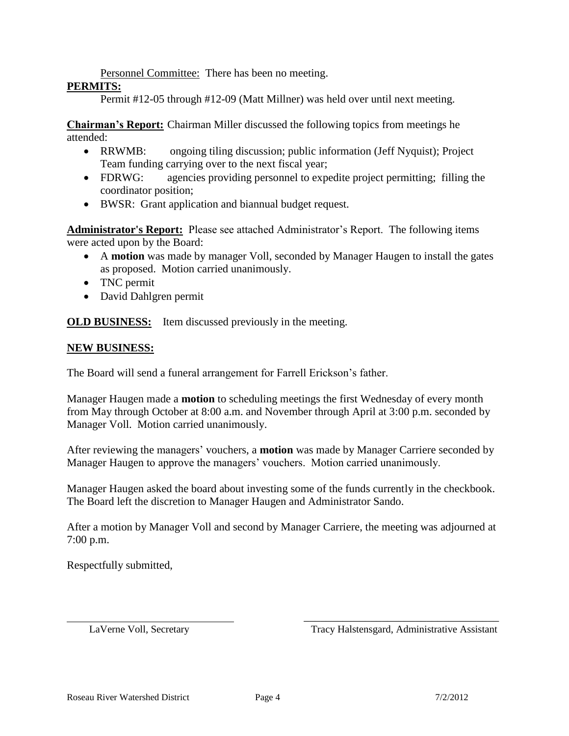Personnel Committee: There has been no meeting.

**PERMITS:**

Permit #12-05 through #12-09 (Matt Millner) was held over until next meeting.

**Chairman's Report:** Chairman Miller discussed the following topics from meetings he attended:

- RRWMB: ongoing tiling discussion; public information (Jeff Nyquist); Project Team funding carrying over to the next fiscal year;
- FDRWG: agencies providing personnel to expedite project permitting; filling the coordinator position;
- BWSR: Grant application and biannual budget request.

**Administrator's Report:** Please see attached Administrator's Report. The following items were acted upon by the Board:

- A **motion** was made by manager Voll, seconded by Manager Haugen to install the gates as proposed. Motion carried unanimously.
- TNC permit
- David Dahlgren permit

**OLD BUSINESS:** Item discussed previously in the meeting.

**NEW BUSINESS:**

The Board will send a funeral arrangement for Farrell Erickson's father.

Manager Haugen made a **motion** to scheduling meetings the first Wednesday of every month from May through October at 8:00 a.m. and November through April at 3:00 p.m. seconded by Manager Voll. Motion carried unanimously.

After reviewing the managers' vouchers, a **motion** was made by Manager Carriere seconded by Manager Haugen to approve the managers' vouchers. Motion carried unanimously.

Manager Haugen asked the board about investing some of the funds currently in the checkbook. The Board left the discretion to Manager Haugen and Administrator Sando.

After a motion by Manager Voll and second by Manager Carriere, the meeting was adjourned at 7:00 p.m.

Respectfully submitted,

LaVerne Voll, Secretary

Tracy Halstensgard, Administrative Assistant